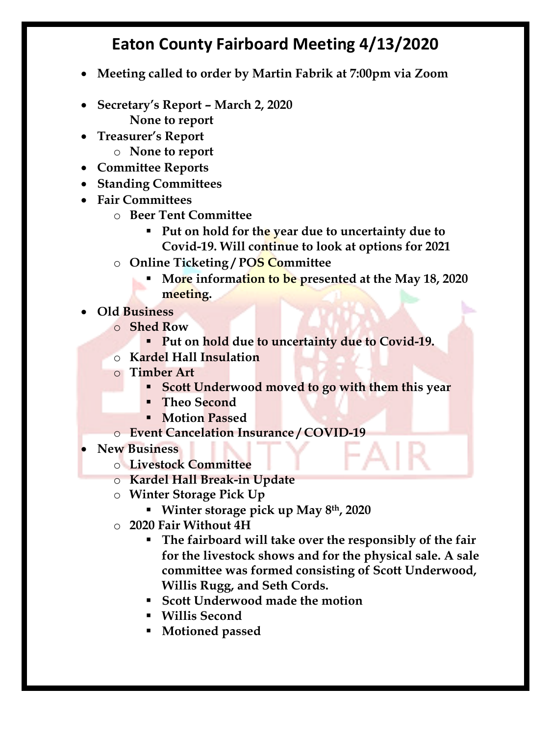# Eaton County Fairboard Meeting 4/13/2020

- **Meeting called to order by Martin Fabrik at 7:00pm via Zoom**
- **Secretary's Report – March 2, 2020**
  **None to report**
- **Treasurer's Report**
  - **None to report**
- **Committee Reports**
- **Standing Committees**
- **Fair Committees**
  - **Beer Tent Committee**
    - **Put on hold for the year due to uncertainty due to Covid-19. Will continue to look at options for 2021**
  - **Online Ticketing / POS Committee**
    - **More information to be presented at the May 18, 2020 meeting.**
- **Old Business**
  - **Shed Row**
    - **Put on hold due to uncertainty due to Covid-19.**
  - **Kardel Hall Insulation**
  - **Timber Art**
    - **Scott Underwood moved to go with them this year**
    - **Theo Second**
    - **Motion Passed**
  - **Event Cancelation Insurance / COVID-19**
- **New Business**
  - **Livestock Committee**
  - **Kardel Hall Break-in Update**
  - **Winter Storage Pick Up**
    - **Winter storage pick up May 8th, 2020**
  - **2020 Fair Without 4H**
    - **The fairboard will take over the responsibly of the fair for the livestock shows and for the physical sale. A sale committee was formed consisting of Scott Underwood, Willis Rugg, and Seth Cords.**
    - **Scott Underwood made the motion**
    - **Willis Second**
    - **Motioned passed**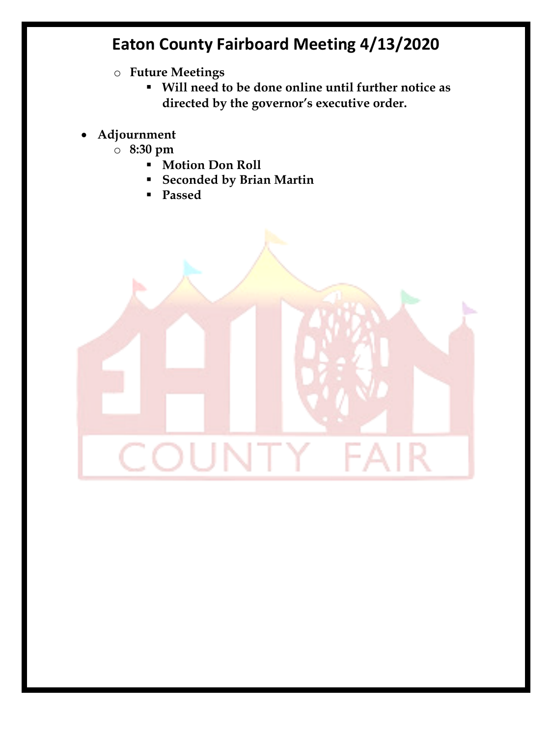# Eaton County Fairboard Meeting 4/13/2020

- **Future Meetings**
  - **Will need to be done online until further notice as directed by the governor's executive order.**

- **Adjournment**
  - **8:30 pm**
    - **Motion Don Roll**
    - **Seconded by Brian Martin**
    - **Passed**